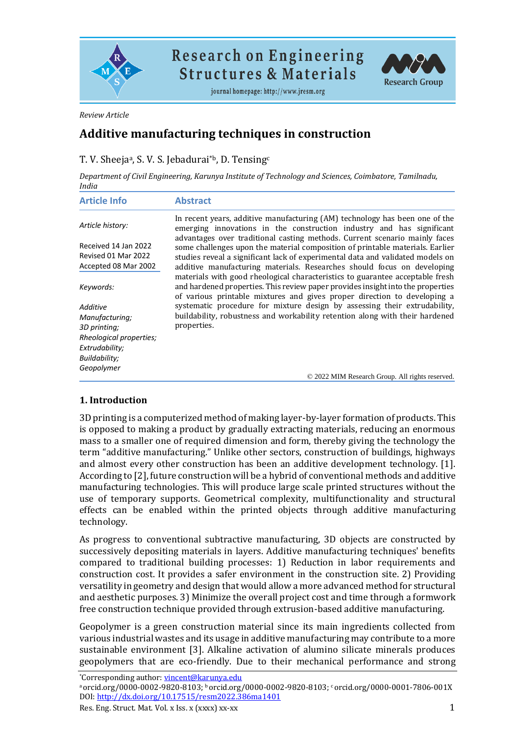Review Article

# Additive manufacturing techniques in construction

T. V. Sheeja[a], S. V. S. Jebadurai*[b], D. Tensing[c]

*Department of Civil Engineering, Karunya Institute of Technology and Sciences, Coimbatore, Tamilnadu, India*

## Article Info

*Article history:*

Received 14 Jan 2022
Revised 01 Mar 2022
Accepted 08 Mar 2002

*Keywords:*

*Additive Manufacturing; 3D printing; Rheological properties; Extrudability; Buildability; Geopolymer*

## Abstract

In recent years, additive manufacturing (AM) technology has been one of the emerging innovations in the construction industry and has significant advantages over traditional casting methods. Current scenario mainly faces some challenges upon the material composition of printable materials. Earlier studies reveal a significant lack of experimental data and validated models on additive manufacturing materials. Researches should focus on developing materials with good rheological characteristics to guarantee acceptable fresh and hardened properties. This review paper provides insight into the properties of various printable mixtures and gives proper direction to developing a systematic procedure for mixture design by assessing their extrudability, buildability, robustness and workability retention along with their hardened properties.

© 2022 MIM Research Group. All rights reserved.

## 1. Introduction

3D printing is a computerized method of making layer-by-layer formation of products. This is opposed to making a product by gradually extracting materials, reducing an enormous mass to a smaller one of required dimension and form, thereby giving the technology the term "additive manufacturing." Unlike other sectors, construction of buildings, highways and almost every other construction has been an additive development technology. [1]. According to [2], future construction will be a hybrid of conventional methods and additive manufacturing technologies. This will produce large scale printed structures without the use of temporary supports. Geometrical complexity, multifunctionality and structural effects can be enabled within the printed objects through additive manufacturing technology.

As progress to conventional subtractive manufacturing, 3D objects are constructed by successively depositing materials in layers. Additive manufacturing techniques' benefits compared to traditional building processes: 1) Reduction in labor requirements and construction cost. It provides a safer environment in the construction site. 2) Providing versatility in geometry and design that would allow a more advanced method for structural and aesthetic purposes. 3) Minimize the overall project cost and time through a formwork free construction technique provided through extrusion-based additive manufacturing.

Geopolymer is a green construction material since its main ingredients collected from various industrial wastes and its usage in additive manufacturing may contribute to a more sustainable environment [3]. Alkaline activation of alumino silicate minerals produces geopolymers that are eco-friendly. Due to their mechanical performance and strong

*Corresponding author: vincent@karunya.edu
[a] orcid.org/0000-0002-9820-8103; [b] orcid.org/0000-0002-9820-8103; [c] orcid.org/0000-0001-7806-001X
DOI: http://dx.doi.org/10.17515/resm2022.386ma1401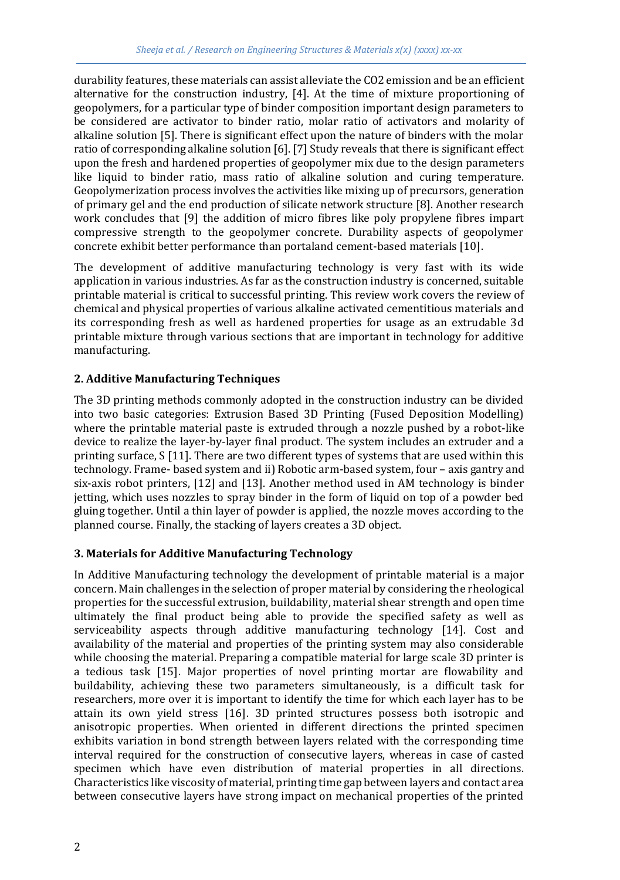durability features, these materials can assist alleviate the CO2 emission and be an efficient alternative for the construction industry, [4]. At the time of mixture proportioning of geopolymers, for a particular type of binder composition important design parameters to be considered are activator to binder ratio, molar ratio of activators and molarity of alkaline solution [5]. There is significant effect upon the nature of binders with the molar ratio of corresponding alkaline solution [6]. [7] Study reveals that there is significant effect upon the fresh and hardened properties of geopolymer mix due to the design parameters like liquid to binder ratio, mass ratio of alkaline solution and curing temperature. Geopolymerization process involves the activities like mixing up of precursors, generation of primary gel and the end production of silicate network structure [8]. Another research work concludes that [9] the addition of micro fibres like poly propylene fibres impart compressive strength to the geopolymer concrete. Durability aspects of geopolymer concrete exhibit better performance than portaland cement-based materials [10].

The development of additive manufacturing technology is very fast with its wide application in various industries. As far as the construction industry is concerned, suitable printable material is critical to successful printing. This review work covers the review of chemical and physical properties of various alkaline activated cementitious materials and its corresponding fresh as well as hardened properties for usage as an extrudable 3d printable mixture through various sections that are important in technology for additive manufacturing.

## 2. Additive Manufacturing Techniques

The 3D printing methods commonly adopted in the construction industry can be divided into two basic categories: Extrusion Based 3D Printing (Fused Deposition Modelling) where the printable material paste is extruded through a nozzle pushed by a robot-like device to realize the layer-by-layer final product. The system includes an extruder and a printing surface, S [11]. There are two different types of systems that are used within this technology. Frame- based system and ii) Robotic arm-based system, four – axis gantry and six-axis robot printers, [12] and [13]. Another method used in AM technology is binder jetting, which uses nozzles to spray binder in the form of liquid on top of a powder bed gluing together. Until a thin layer of powder is applied, the nozzle moves according to the planned course. Finally, the stacking of layers creates a 3D object.

## 3. Materials for Additive Manufacturing Technology

In Additive Manufacturing technology the development of printable material is a major concern. Main challenges in the selection of proper material by considering the rheological properties for the successful extrusion, buildability, material shear strength and open time ultimately the final product being able to provide the specified safety as well as serviceability aspects through additive manufacturing technology [14]. Cost and availability of the material and properties of the printing system may also considerable while choosing the material. Preparing a compatible material for large scale 3D printer is a tedious task [15]. Major properties of novel printing mortar are flowability and buildability, achieving these two parameters simultaneously, is a difficult task for researchers, more over it is important to identify the time for which each layer has to be attain its own yield stress [16]. 3D printed structures possess both isotropic and anisotropic properties. When oriented in different directions the printed specimen exhibits variation in bond strength between layers related with the corresponding time interval required for the construction of consecutive layers, whereas in case of casted specimen which have even distribution of material properties in all directions. Characteristics like viscosity of material, printing time gap between layers and contact area between consecutive layers have strong impact on mechanical properties of the printed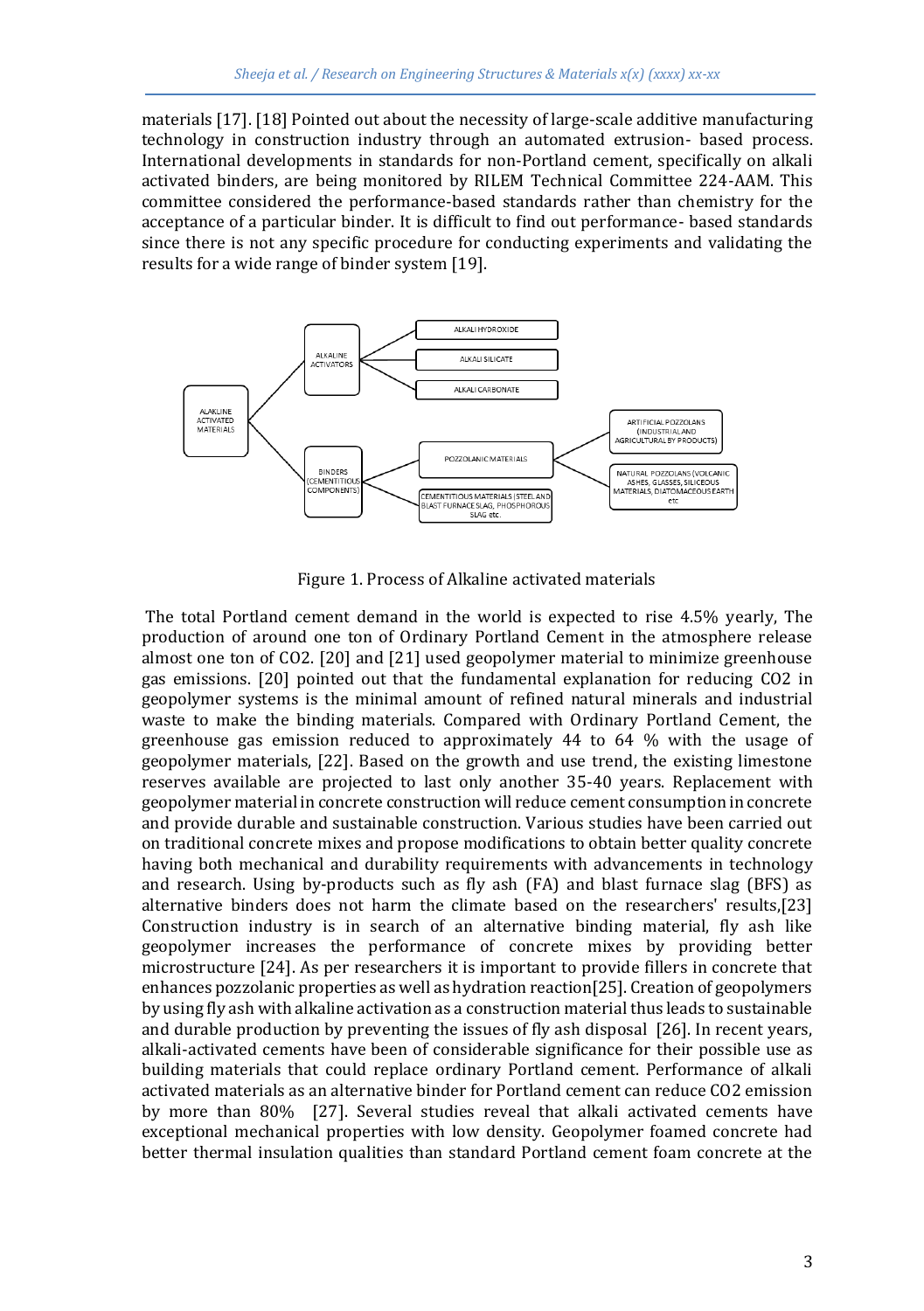materials [17]. [18] Pointed out about the necessity of large-scale additive manufacturing technology in construction industry through an automated extrusion- based process. International developments in standards for non-Portland cement, specifically on alkali activated binders, are being monitored by RILEM Technical Committee 224-AAM. This committee considered the performance-based standards rather than chemistry for the acceptance of a particular binder. It is difficult to find out performance- based standards since there is not any specific procedure for conducting experiments and validating the results for a wide range of binder system [19].

Figure 1. Process of Alkaline activated materials

The total Portland cement demand in the world is expected to rise 4.5% yearly, The production of around one ton of Ordinary Portland Cement in the atmosphere release almost one ton of $CO_2$. [20] and [21] used geopolymer material to minimize greenhouse gas emissions. [20] pointed out that the fundamental explanation for reducing $CO_2$ in geopolymer systems is the minimal amount of refined natural minerals and industrial waste to make the binding materials. Compared with Ordinary Portland Cement, the greenhouse gas emission reduced to approximately 44 to 64 % with the usage of geopolymer materials, [22]. Based on the growth and use trend, the existing limestone reserves available are projected to last only another 35-40 years. Replacement with geopolymer material in concrete construction will reduce cement consumption in concrete and provide durable and sustainable construction. Various studies have been carried out on traditional concrete mixes and propose modifications to obtain better quality concrete having both mechanical and durability requirements with advancements in technology and research. Using by-products such as fly ash (FA) and blast furnace slag (BFS) as alternative binders does not harm the climate based on the researchers' results,[23] Construction industry is in search of an alternative binding material, fly ash like geopolymer increases the performance of concrete mixes by providing better microstructure [24]. As per researchers it is important to provide fillers in concrete that enhances pozzolanic properties as well as hydration reaction[25]. Creation of geopolymers by using fly ash with alkaline activation as a construction material thus leads to sustainable and durable production by preventing the issues of fly ash disposal [26]. In recent years, alkali-activated cements have been of considerable significance for their possible use as building materials that could replace ordinary Portland cement. Performance of alkali activated materials as an alternative binder for Portland cement can reduce $CO_2$ emission by more than 80% [27]. Several studies reveal that alkali activated cements have exceptional mechanical properties with low density. Geopolymer foamed concrete had better thermal insulation qualities than standard Portland cement foam concrete at the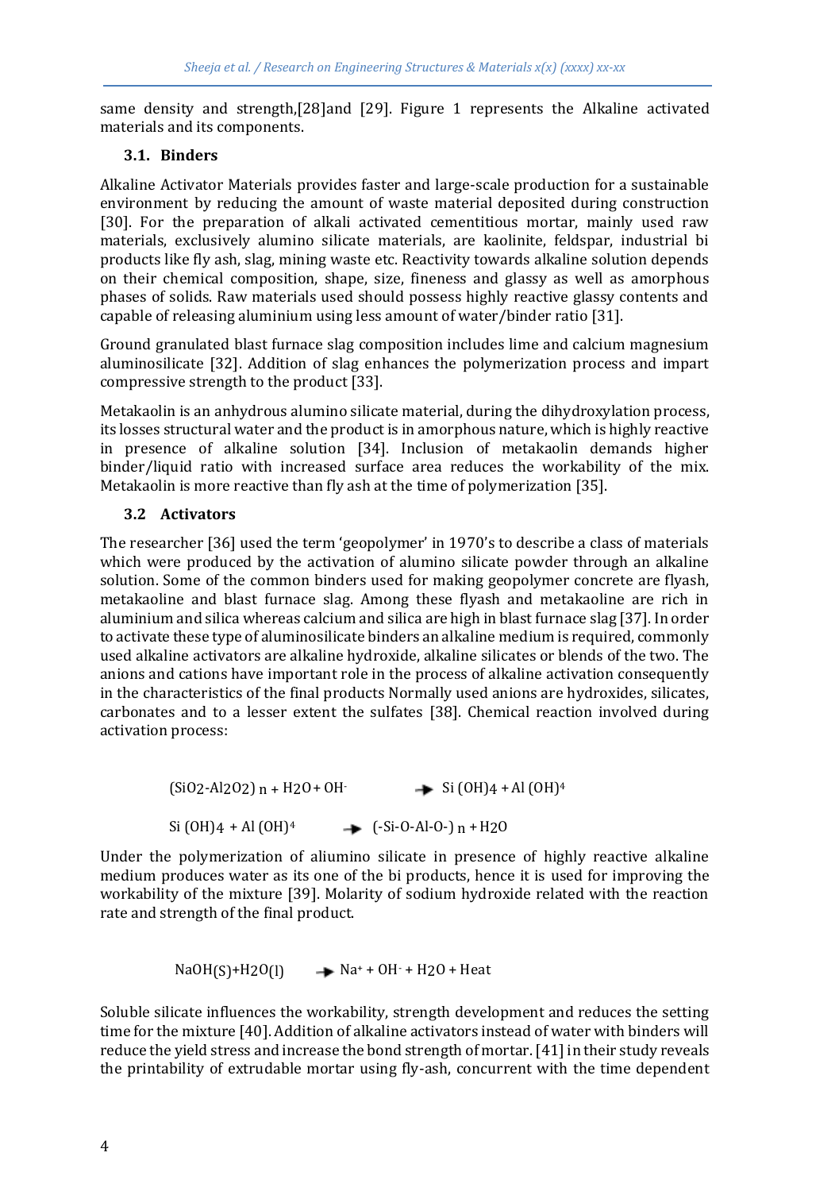same density and strength,[28]and [29]. Figure 1 represents the Alkaline activated materials and its components.

### 3.1. Binders

Alkaline Activator Materials provides faster and large-scale production for a sustainable environment by reducing the amount of waste material deposited during construction [30]. For the preparation of alkali activated cementitious mortar, mainly used raw materials, exclusively alumino silicate materials, are kaolinite, feldspar, industrial bi products like fly ash, slag, mining waste etc. Reactivity towards alkaline solution depends on their chemical composition, shape, size, fineness and glassy as well as amorphous phases of solids. Raw materials used should possess highly reactive glassy contents and capable of releasing aluminium using less amount of water/binder ratio [31].

Ground granulated blast furnace slag composition includes lime and calcium magnesium aluminosilicate [32]. Addition of slag enhances the polymerization process and impart compressive strength to the product [33].

Metakaolin is an anhydrous alumino silicate material, during the dihydroxylation process, its losses structural water and the product is in amorphous nature, which is highly reactive in presence of alkaline solution [34]. Inclusion of metakaolin demands higher binder/liquid ratio with increased surface area reduces the workability of the mix. Metakaolin is more reactive than fly ash at the time of polymerization [35].

### 3.2 Activators

The researcher [36] used the term 'geopolymer' in 1970's to describe a class of materials which were produced by the activation of alumino silicate powder through an alkaline solution. Some of the common binders used for making geopolymer concrete are flyash, metakaoline and blast furnace slag. Among these flyash and metakaoline are rich in aluminium and silica whereas calcium and silica are high in blast furnace slag [37]. In order to activate these type of aluminosilicate binders an alkaline medium is required, commonly used alkaline activators are alkaline hydroxide, alkaline silicates or blends of the two. The anions and cations have important role in the process of alkaline activation consequently in the characteristics of the final products Normally used anions are hydroxides, silicates, carbonates and to a lesser extent the sulfates [38]. Chemical reaction involved during activation process:

$$(SiO_2\text{-}Al_2O_2)_n + H_2O + OH^- \rightarrow Si(OH)_4 + Al(OH)^4$$

$$Si(OH)_4 + Al(OH)^4 \rightarrow (\text{-}Si\text{-}O\text{-}Al\text{-}O\text{-})_n + H_2O$$

Under the polymerization of aliumino silicate in presence of highly reactive alkaline medium produces water as its one of the bi products, hence it is used for improving the workability of the mixture [39]. Molarity of sodium hydroxide related with the reaction rate and strength of the final product.

$$NaOH_{(S)} + H_2O_{(l)} \rightarrow Na^+ + OH^- + H_2O + Heat$$

Soluble silicate influences the workability, strength development and reduces the setting time for the mixture [40]. Addition of alkaline activators instead of water with binders will reduce the yield stress and increase the bond strength of mortar. [41] in their study reveals the printability of extrudable mortar using fly-ash, concurrent with the time dependent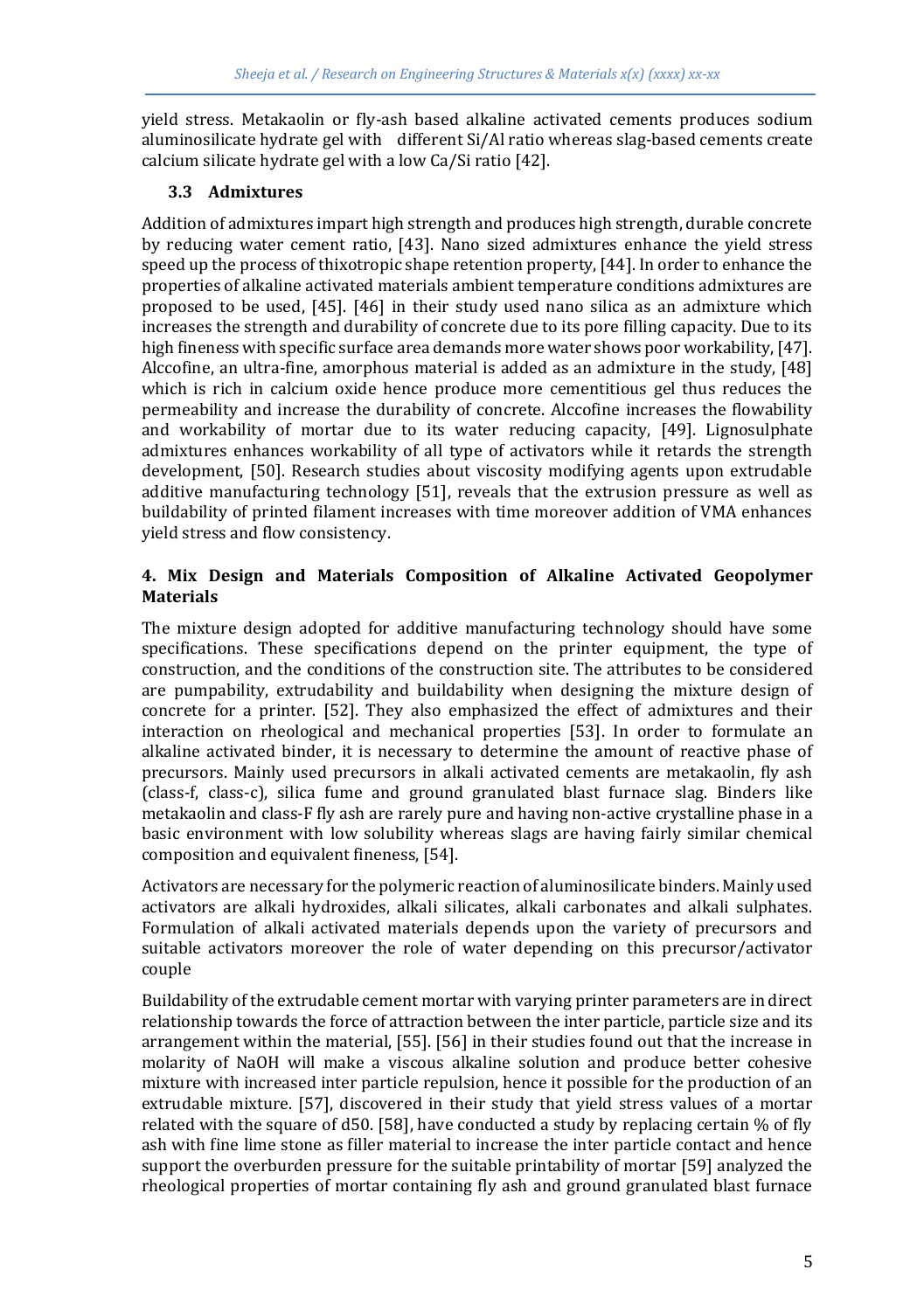yield stress. Metakaolin or fly-ash based alkaline activated cements produces sodium aluminosilicate hydrate gel with different Si/Al ratio whereas slag-based cements create calcium silicate hydrate gel with a low Ca/Si ratio [42].

### 3.3 Admixtures

Addition of admixtures impart high strength and produces high strength, durable concrete by reducing water cement ratio, [43]. Nano sized admixtures enhance the yield stress speed up the process of thixotropic shape retention property, [44]. In order to enhance the properties of alkaline activated materials ambient temperature conditions admixtures are proposed to be used, [45]. [46] in their study used nano silica as an admixture which increases the strength and durability of concrete due to its pore filling capacity. Due to its high fineness with specific surface area demands more water shows poor workability, [47]. Alccofine, an ultra-fine, amorphous material is added as an admixture in the study, [48] which is rich in calcium oxide hence produce more cementitious gel thus reduces the permeability and increase the durability of concrete. Alccofine increases the flowability and workability of mortar due to its water reducing capacity, [49]. Lignosulphate admixtures enhances workability of all type of activators while it retards the strength development, [50]. Research studies about viscosity modifying agents upon extrudable additive manufacturing technology [51], reveals that the extrusion pressure as well as buildability of printed filament increases with time moreover addition of VMA enhances yield stress and flow consistency.

## 4. Mix Design and Materials Composition of Alkaline Activated Geopolymer Materials

The mixture design adopted for additive manufacturing technology should have some specifications. These specifications depend on the printer equipment, the type of construction, and the conditions of the construction site. The attributes to be considered are pumpability, extrudability and buildability when designing the mixture design of concrete for a printer. [52]. They also emphasized the effect of admixtures and their interaction on rheological and mechanical properties [53]. In order to formulate an alkaline activated binder, it is necessary to determine the amount of reactive phase of precursors. Mainly used precursors in alkali activated cements are metakaolin, fly ash (class-f, class-c), silica fume and ground granulated blast furnace slag. Binders like metakaolin and class-F fly ash are rarely pure and having non-active crystalline phase in a basic environment with low solubility whereas slags are having fairly similar chemical composition and equivalent fineness, [54].

Activators are necessary for the polymeric reaction of aluminosilicate binders. Mainly used activators are alkali hydroxides, alkali silicates, alkali carbonates and alkali sulphates. Formulation of alkali activated materials depends upon the variety of precursors and suitable activators moreover the role of water depending on this precursor/activator couple

Buildability of the extrudable cement mortar with varying printer parameters are in direct relationship towards the force of attraction between the inter particle, particle size and its arrangement within the material, [55]. [56] in their studies found out that the increase in molarity of NaOH will make a viscous alkaline solution and produce better cohesive mixture with increased inter particle repulsion, hence it possible for the production of an extrudable mixture. [57], discovered in their study that yield stress values of a mortar related with the square of d50. [58], have conducted a study by replacing certain % of fly ash with fine lime stone as filler material to increase the inter particle contact and hence support the overburden pressure for the suitable printability of mortar [59] analyzed the rheological properties of mortar containing fly ash and ground granulated blast furnace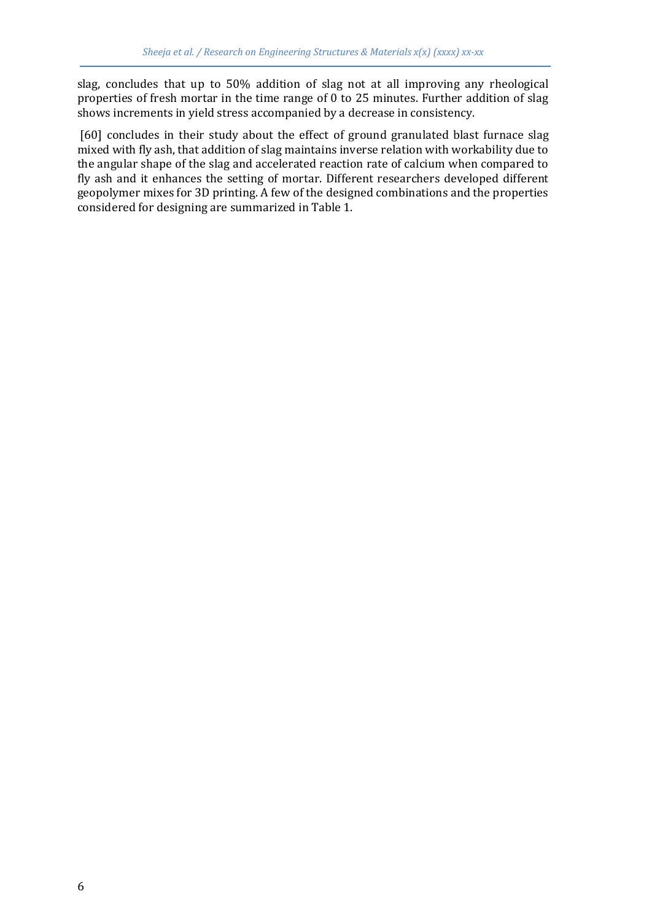slag, concludes that up to 50% addition of slag not at all improving any rheological properties of fresh mortar in the time range of 0 to 25 minutes. Further addition of slag shows increments in yield stress accompanied by a decrease in consistency.

[60] concludes in their study about the effect of ground granulated blast furnace slag mixed with fly ash, that addition of slag maintains inverse relation with workability due to the angular shape of the slag and accelerated reaction rate of calcium when compared to fly ash and it enhances the setting of mortar. Different researchers developed different geopolymer mixes for 3D printing. A few of the designed combinations and the properties considered for designing are summarized in Table 1.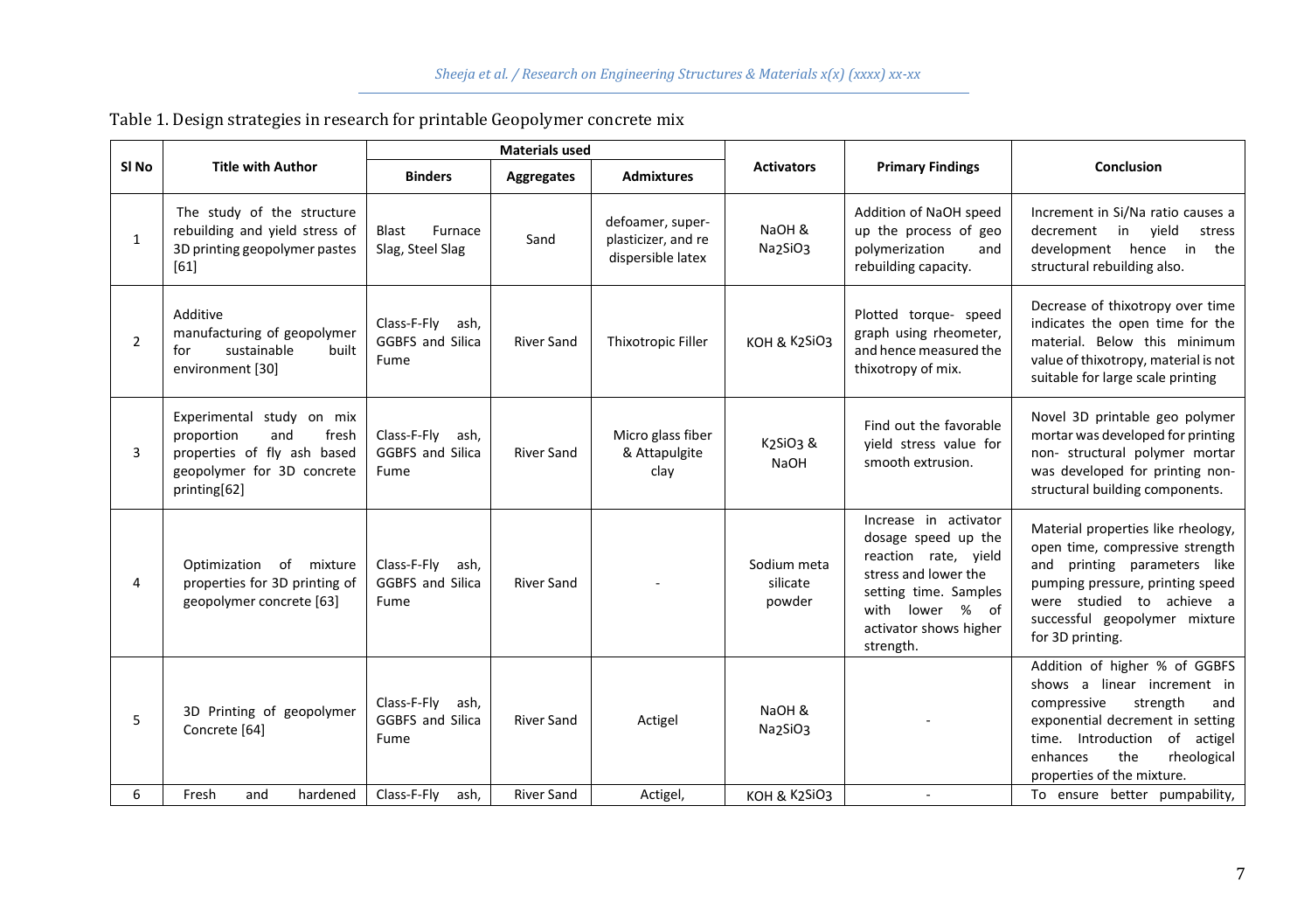Table 1. Design strategies in research for printable Geopolymer concrete mix

| Sl No | Title with Author | Materials used | | | Activators | Primary Findings | Conclusion |
|---|---|---|---|---|---|---|---|
| | | Binders | Aggregates | Admixtures | | | |
| 1 | The study of the structure rebuilding and yield stress of 3D printing geopolymer pastes [61] | Blast Furnace Slag, Steel Slag | Sand | defoamer, super-plasticizer, and re dispersible latex | NaOH & $Na_2SiO_3$ | Addition of NaOH speed up the process of geo polymerization and rebuilding capacity. | Increment in Si/Na ratio causes a decrement in yield stress development hence in the structural rebuilding also. |
| 2 | Additive manufacturing of geopolymer for sustainable built environment [30] | Class-F-Fly ash, GGBFS and Silica Fume | River Sand | Thixotropic Filler | KOH & $K_2SiO_3$ | Plotted torque- speed graph using rheometer, and hence measured the thixotropy of mix. | Decrease of thixotropy over time indicates the open time for the material. Below this minimum value of thixotropy, material is not suitable for large scale printing |
| 3 | Experimental study on mix proportion and fresh properties of fly ash based geopolymer for 3D concrete printing[62] | Class-F-Fly ash, GGBFS and Silica Fume | River Sand | Micro glass fiber & Attapulgite clay | $K_2SiO_3$ & NaOH | Find out the favorable yield stress value for smooth extrusion. | Novel 3D printable geo polymer mortar was developed for printing non- structural polymer mortar was developed for printing non-structural building components. |
| 4 | Optimization of mixture properties for 3D printing of geopolymer concrete [63] | Class-F-Fly ash, GGBFS and Silica Fume | River Sand | - | Sodium meta silicate powder | Increase in activator dosage speed up the reaction rate, yield stress and lower the setting time. Samples with lower % of activator shows higher strength. | Material properties like rheology, open time, compressive strength and printing parameters like pumping pressure, printing speed were studied to achieve a successful geopolymer mixture for 3D printing. |
| 5 | 3D Printing of geopolymer Concrete [64] | Class-F-Fly ash, GGBFS and Silica Fume | River Sand | Actigel | NaOH & $Na_2SiO_3$ | - | Addition of higher % of GGBFS shows a linear increment in compressive strength and exponential decrement in setting time. Introduction of actigel enhances the rheological properties of the mixture. |
| 6 | Fresh and hardened | Class-F-Fly ash, | River Sand | Actigel, | KOH & $K_2SiO_3$ | - | To ensure better pumpability, |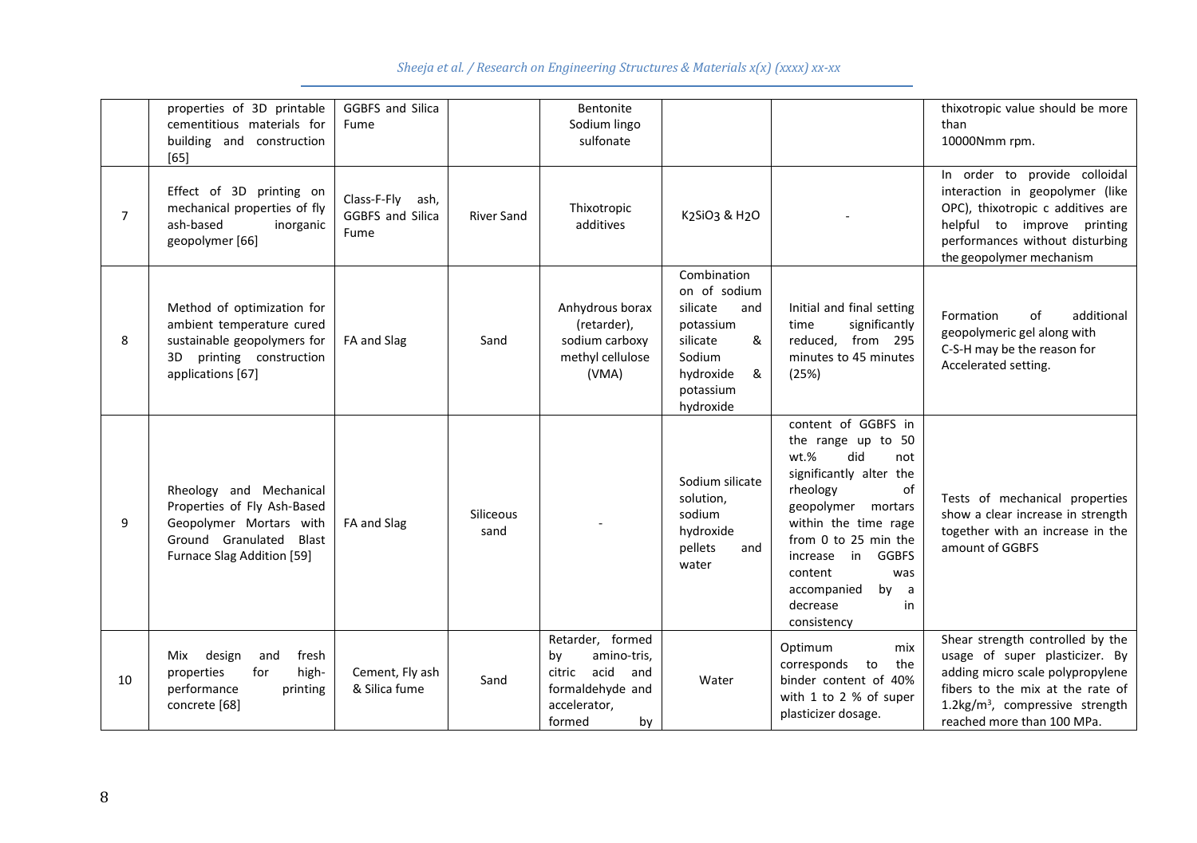| | | | | | | | |
|---|---|---|---|---|---|---|---|
| | properties of 3D printable cementitious materials for building and construction [65] | GGBFS and Silica Fume | | Bentonite Sodium lingo sulfonate | | | thixotropic value should be more than 10000Nmm rpm. |
| 7 | Effect of 3D printing on mechanical properties of fly ash-based inorganic geopolymer [66] | Class-F-Fly ash, GGBFS and Silica Fume | River Sand | Thixotropic additives | $K_2SiO_3$ & $H_2O$ | - | In order to provide colloidal interaction in geopolymer (like OPC), thixotropic c additives are helpful to improve printing performances without disturbing the geopolymer mechanism |
| 8 | Method of optimization for ambient temperature cured sustainable geopolymers for 3D printing construction applications [67] | FA and Slag | Sand | Anhydrous borax (retarder), sodium carboxy methyl cellulose (VMA) | Combination on of sodium silicate and potassium silicate & Sodium hydroxide & potassium hydroxide | Initial and final setting time significantly reduced, from 295 minutes to 45 minutes (25%) | Formation of additional geopolymeric gel along with C-S-H may be the reason for Accelerated setting. |
| 9 | Rheology and Mechanical Properties of Fly Ash-Based Geopolymer Mortars with Ground Granulated Blast Furnace Slag Addition [59] | FA and Slag | Siliceous sand | - | Sodium silicate solution, sodium hydroxide pellets and water | content of GGBFS in the range up to 50 wt.% did not significantly alter the rheology of geopolymer mortars within the time rage from 0 to 25 min the increase in GGBFS content was accompanied by a decrease in consistency | Tests of mechanical properties show a clear increase in strength together with an increase in the amount of GGBFS |
| 10 | Mix design and fresh properties for high-performance printing concrete [68] | Cement, Fly ash & Silica fume | Sand | Retarder, formed by amino-tris, citric acid and formaldehyde and accelerator, formed by | Water | Optimum mix corresponds to the binder content of 40% with 1 to 2 % of super plasticizer dosage. | Shear strength controlled by the usage of super plasticizer. By adding micro scale polypropylene fibers to the mix at the rate of 1.2kg/m$^3$, compressive strength reached more than 100 MPa. |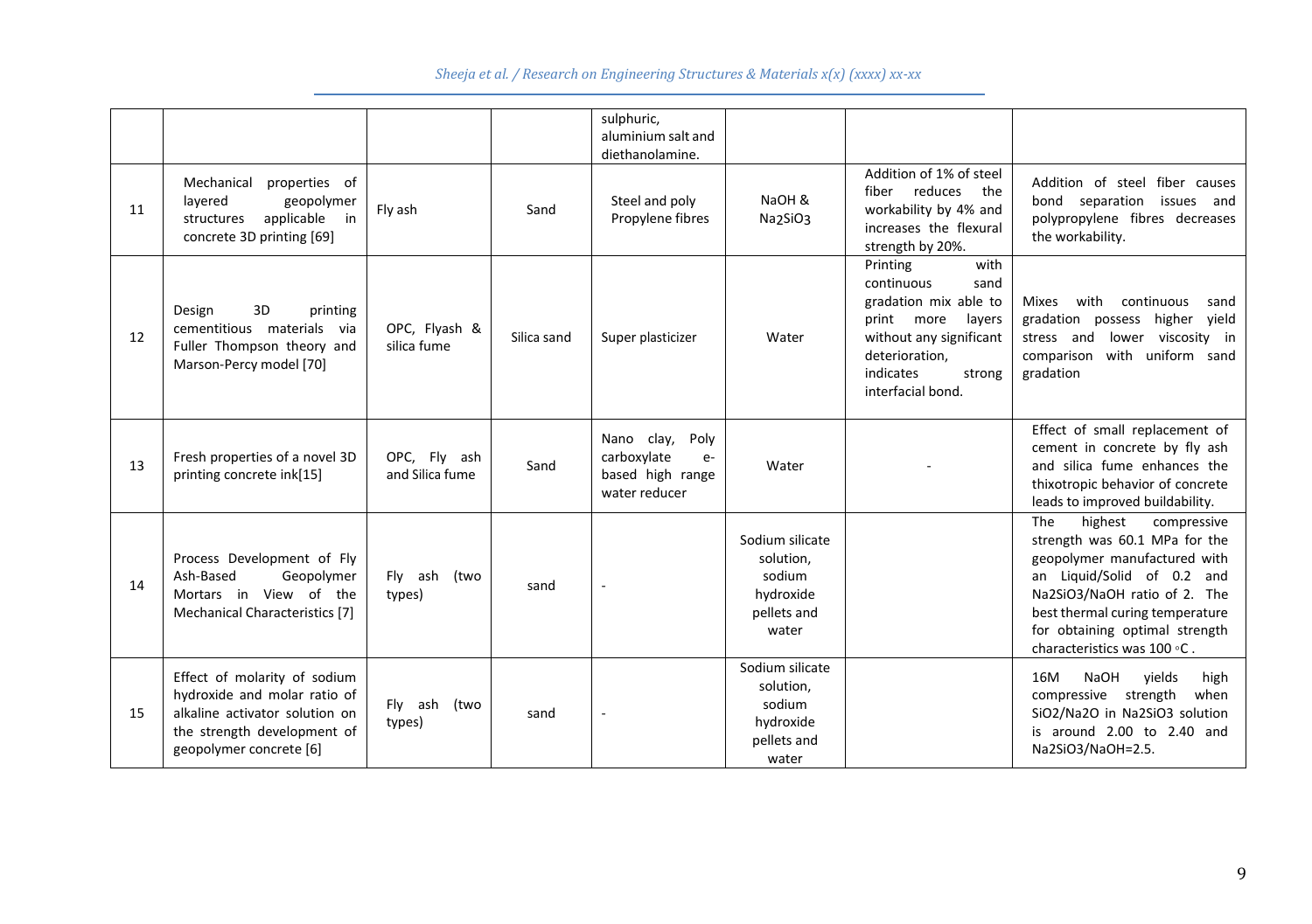| | | | | sulphuric, aluminium salt and diethanolamine. | | | |
|---|---|---|---|---|---|---|---|
| 11 | Mechanical properties of layered geopolymer structures applicable in concrete 3D printing [69] | Fly ash | Sand | Steel and poly Propylene fibres | NaOH & $Na_2SiO_3$ | Addition of 1% of steel fiber reduces the workability by 4% and increases the flexural strength by 20%. | Addition of steel fiber causes bond separation issues and polypropylene fibres decreases the workability. |
| 12 | Design 3D printing cementitious materials via Fuller Thompson theory and Marson-Percy model [70] | OPC, Flyash & silica fume | Silica sand | Super plasticizer | Water | Printing with continuous sand gradation mix able to print more layers without any significant deterioration, indicates strong interfacial bond. | Mixes with continuous sand gradation possess higher yield stress and lower viscosity in comparison with uniform sand gradation |
| 13 | Fresh properties of a novel 3D printing concrete ink[15] | OPC, Fly ash and Silica fume | Sand | Nano clay, Poly carboxylate e-based high range water reducer | Water | - | Effect of small replacement of cement in concrete by fly ash and silica fume enhances the thixotropic behavior of concrete leads to improved buildability. |
| 14 | Process Development of Fly Ash-Based Geopolymer Mortars in View of the Mechanical Characteristics [7] | Fly ash (two types) | sand | - | Sodium silicate solution, sodium hydroxide pellets and water | | The highest compressive strength was 60.1 MPa for the geopolymer manufactured with an Liquid/Solid of 0.2 and Na2SiO3/NaOH ratio of 2. The best thermal curing temperature for obtaining optimal strength characteristics was 100 ◦C . |
| 15 | Effect of molarity of sodium hydroxide and molar ratio of alkaline activator solution on the strength development of geopolymer concrete [6] | Fly ash (two types) | sand | - | Sodium silicate solution, sodium hydroxide pellets and water | | 16M NaOH yields high compressive strength when SiO2/Na2O in Na2SiO3 solution is around 2.00 to 2.40 and Na2SiO3/NaOH=2.5. |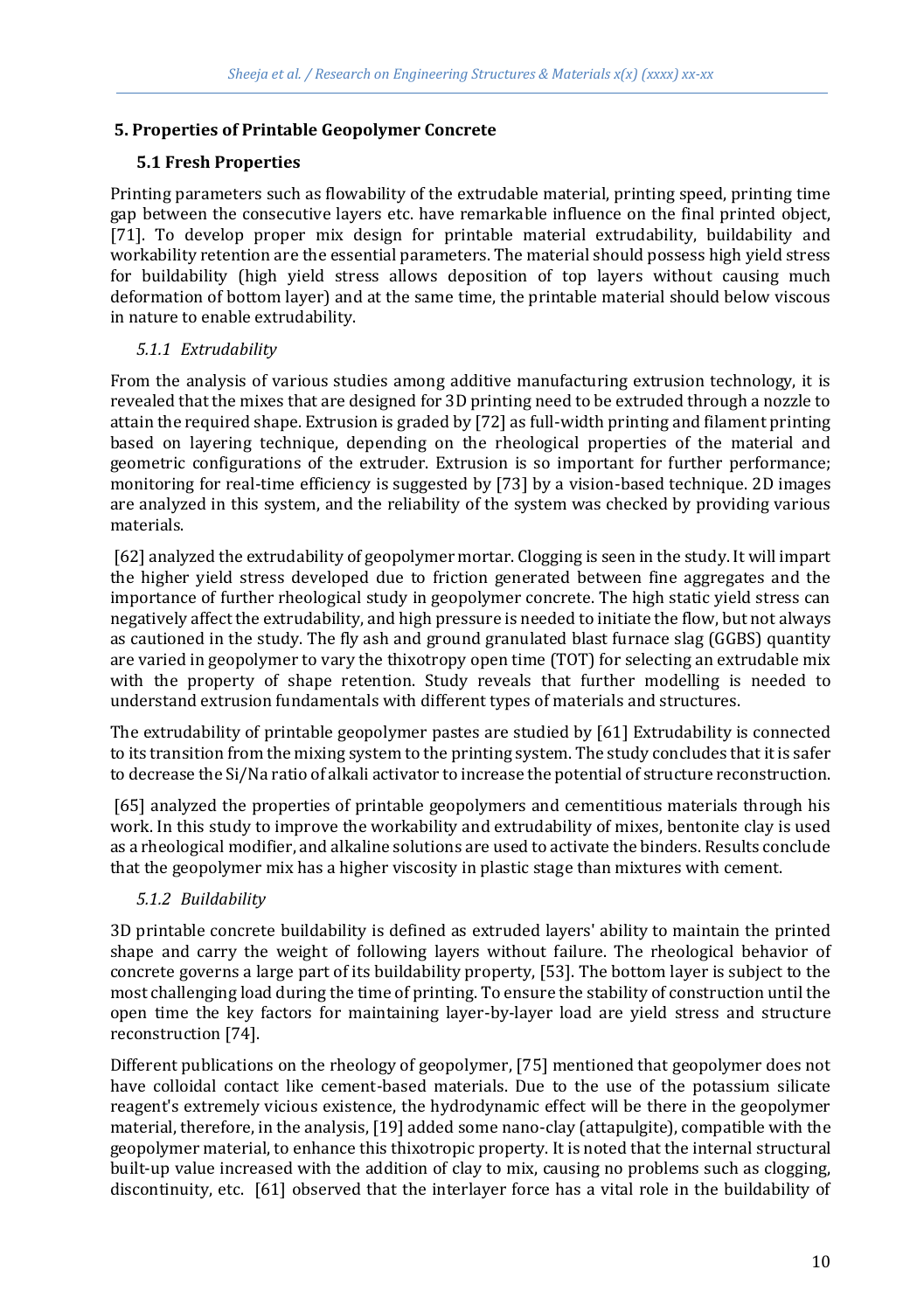## 5. Properties of Printable Geopolymer Concrete

### 5.1 Fresh Properties

Printing parameters such as flowability of the extrudable material, printing speed, printing time gap between the consecutive layers etc. have remarkable influence on the final printed object, [71]. To develop proper mix design for printable material extrudability, buildability and workability retention are the essential parameters. The material should possess high yield stress for buildability (high yield stress allows deposition of top layers without causing much deformation of bottom layer) and at the same time, the printable material should below viscous in nature to enable extrudability.

#### *5.1.1 Extrudability*

From the analysis of various studies among additive manufacturing extrusion technology, it is revealed that the mixes that are designed for 3D printing need to be extruded through a nozzle to attain the required shape. Extrusion is graded by [72] as full-width printing and filament printing based on layering technique, depending on the rheological properties of the material and geometric configurations of the extruder. Extrusion is so important for further performance; monitoring for real-time efficiency is suggested by [73] by a vision-based technique. 2D images are analyzed in this system, and the reliability of the system was checked by providing various materials.

[62] analyzed the extrudability of geopolymer mortar. Clogging is seen in the study. It will impart the higher yield stress developed due to friction generated between fine aggregates and the importance of further rheological study in geopolymer concrete. The high static yield stress can negatively affect the extrudability, and high pressure is needed to initiate the flow, but not always as cautioned in the study. The fly ash and ground granulated blast furnace slag (GGBS) quantity are varied in geopolymer to vary the thixotropy open time (TOT) for selecting an extrudable mix with the property of shape retention. Study reveals that further modelling is needed to understand extrusion fundamentals with different types of materials and structures.

The extrudability of printable geopolymer pastes are studied by [61] Extrudability is connected to its transition from the mixing system to the printing system. The study concludes that it is safer to decrease the Si/Na ratio of alkali activator to increase the potential of structure reconstruction.

[65] analyzed the properties of printable geopolymers and cementitious materials through his work. In this study to improve the workability and extrudability of mixes, bentonite clay is used as a rheological modifier, and alkaline solutions are used to activate the binders. Results conclude that the geopolymer mix has a higher viscosity in plastic stage than mixtures with cement.

#### *5.1.2 Buildability*

3D printable concrete buildability is defined as extruded layers' ability to maintain the printed shape and carry the weight of following layers without failure. The rheological behavior of concrete governs a large part of its buildability property, [53]. The bottom layer is subject to the most challenging load during the time of printing. To ensure the stability of construction until the open time the key factors for maintaining layer-by-layer load are yield stress and structure reconstruction [74].

Different publications on the rheology of geopolymer, [75] mentioned that geopolymer does not have colloidal contact like cement-based materials. Due to the use of the potassium silicate reagent's extremely vicious existence, the hydrodynamic effect will be there in the geopolymer material, therefore, in the analysis, [19] added some nano-clay (attapulgite), compatible with the geopolymer material, to enhance this thixotropic property. It is noted that the internal structural built-up value increased with the addition of clay to mix, causing no problems such as clogging, discontinuity, etc. [61] observed that the interlayer force has a vital role in the buildability of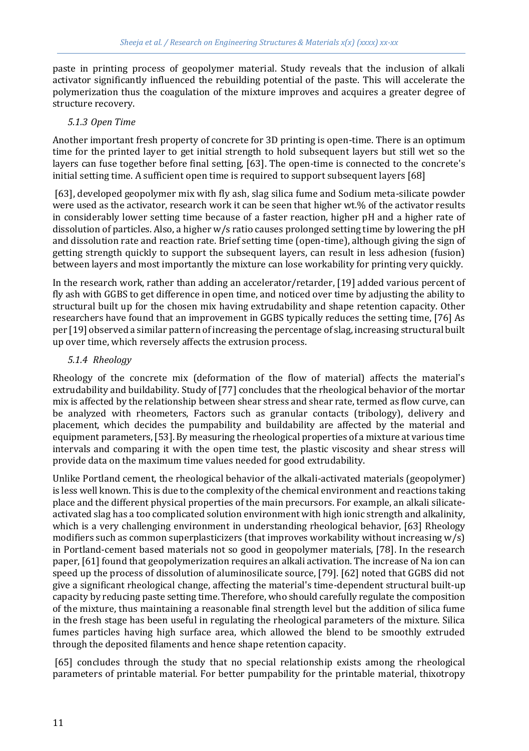paste in printing process of geopolymer material. Study reveals that the inclusion of alkali activator significantly influenced the rebuilding potential of the paste. This will accelerate the polymerization thus the coagulation of the mixture improves and acquires a greater degree of structure recovery.

#### *5.1.3 Open Time*

Another important fresh property of concrete for 3D printing is open-time. There is an optimum time for the printed layer to get initial strength to hold subsequent layers but still wet so the layers can fuse together before final setting, [63]. The open-time is connected to the concrete's initial setting time. A sufficient open time is required to support subsequent layers [68]

[63], developed geopolymer mix with fly ash, slag silica fume and Sodium meta-silicate powder were used as the activator, research work it can be seen that higher wt.% of the activator results in considerably lower setting time because of a faster reaction, higher pH and a higher rate of dissolution of particles. Also, a higher w/s ratio causes prolonged setting time by lowering the pH and dissolution rate and reaction rate. Brief setting time (open-time), although giving the sign of getting strength quickly to support the subsequent layers, can result in less adhesion (fusion) between layers and most importantly the mixture can lose workability for printing very quickly.

In the research work, rather than adding an accelerator/retarder, [19] added various percent of fly ash with GGBS to get difference in open time, and noticed over time by adjusting the ability to structural built up for the chosen mix having extrudability and shape retention capacity. Other researchers have found that an improvement in GGBS typically reduces the setting time, [76] As per [19] observed a similar pattern of increasing the percentage of slag, increasing structural built up over time, which reversely affects the extrusion process.

#### *5.1.4 Rheology*

Rheology of the concrete mix (deformation of the flow of material) affects the material's extrudability and buildability. Study of [77] concludes that the rheological behavior of the mortar mix is affected by the relationship between shear stress and shear rate, termed as flow curve, can be analyzed with rheometers, Factors such as granular contacts (tribology), delivery and placement, which decides the pumpability and buildability are affected by the material and equipment parameters, [53]. By measuring the rheological properties of a mixture at various time intervals and comparing it with the open time test, the plastic viscosity and shear stress will provide data on the maximum time values needed for good extrudability.

Unlike Portland cement, the rheological behavior of the alkali-activated materials (geopolymer) is less well known. This is due to the complexity of the chemical environment and reactions taking place and the different physical properties of the main precursors. For example, an alkali silicate-activated slag has a too complicated solution environment with high ionic strength and alkalinity, which is a very challenging environment in understanding rheological behavior, [63] Rheology modifiers such as common superplasticizers (that improves workability without increasing w/s) in Portland-cement based materials not so good in geopolymer materials, [78]. In the research paper, [61] found that geopolymerization requires an alkali activation. The increase of Na ion can speed up the process of dissolution of aluminosilicate source, [79]. [62] noted that GGBS did not give a significant rheological change, affecting the material's time-dependent structural built-up capacity by reducing paste setting time. Therefore, who should carefully regulate the composition of the mixture, thus maintaining a reasonable final strength level but the addition of silica fume in the fresh stage has been useful in regulating the rheological parameters of the mixture. Silica fumes particles having high surface area, which allowed the blend to be smoothly extruded through the deposited filaments and hence shape retention capacity.

[65] concludes through the study that no special relationship exists among the rheological parameters of printable material. For better pumpability for the printable material, thixotropy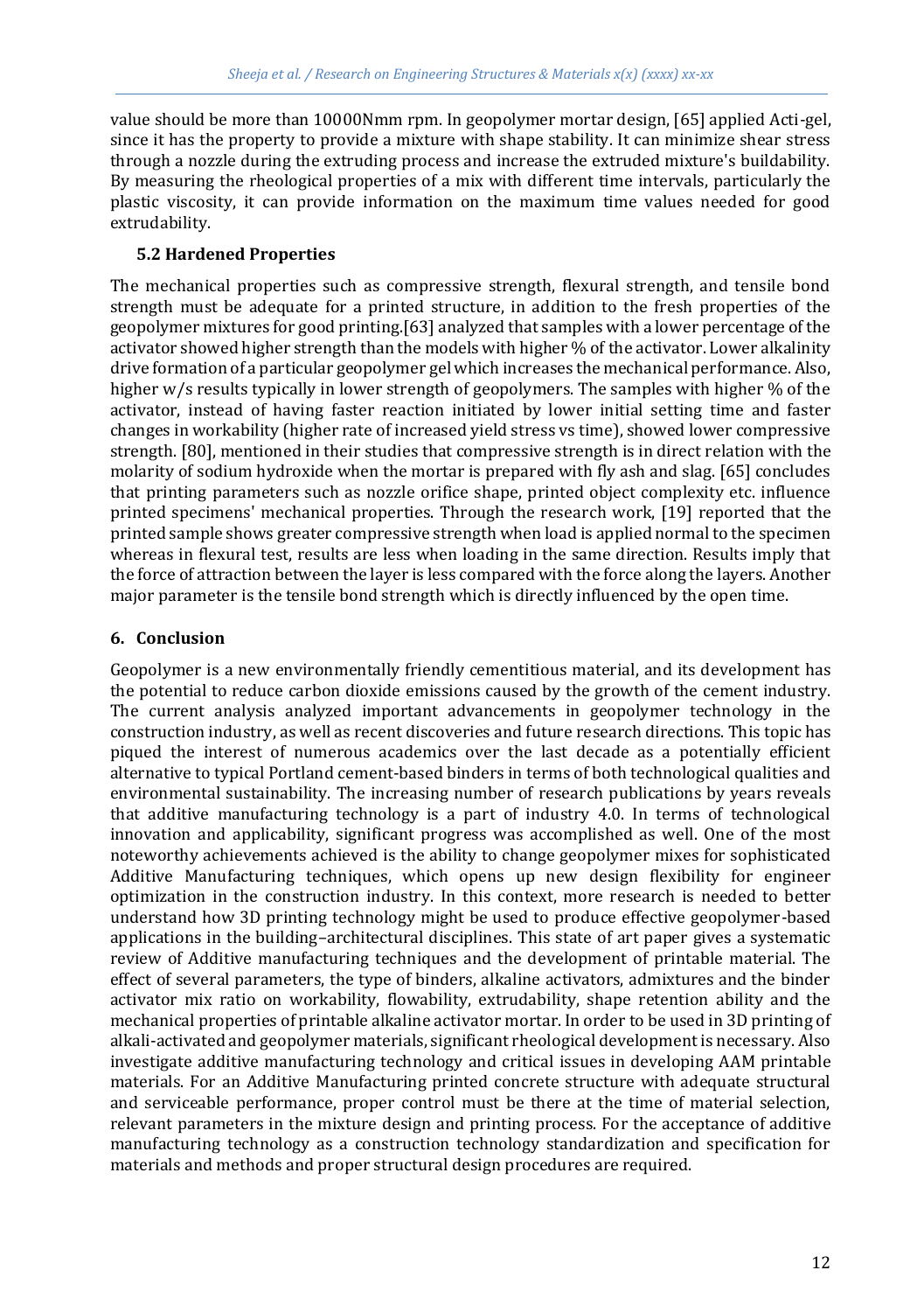value should be more than 10000Nmm rpm. In geopolymer mortar design, [65] applied Acti-gel, since it has the property to provide a mixture with shape stability. It can minimize shear stress through a nozzle during the extruding process and increase the extruded mixture's buildability. By measuring the rheological properties of a mix with different time intervals, particularly the plastic viscosity, it can provide information on the maximum time values needed for good extrudability.

### 5.2 Hardened Properties

The mechanical properties such as compressive strength, flexural strength, and tensile bond strength must be adequate for a printed structure, in addition to the fresh properties of the geopolymer mixtures for good printing.[63] analyzed that samples with a lower percentage of the activator showed higher strength than the models with higher % of the activator. Lower alkalinity drive formation of a particular geopolymer gel which increases the mechanical performance. Also, higher w/s results typically in lower strength of geopolymers. The samples with higher % of the activator, instead of having faster reaction initiated by lower initial setting time and faster changes in workability (higher rate of increased yield stress vs time), showed lower compressive strength. [80], mentioned in their studies that compressive strength is in direct relation with the molarity of sodium hydroxide when the mortar is prepared with fly ash and slag. [65] concludes that printing parameters such as nozzle orifice shape, printed object complexity etc. influence printed specimens' mechanical properties. Through the research work, [19] reported that the printed sample shows greater compressive strength when load is applied normal to the specimen whereas in flexural test, results are less when loading in the same direction. Results imply that the force of attraction between the layer is less compared with the force along the layers. Another major parameter is the tensile bond strength which is directly influenced by the open time.

## 6. Conclusion

Geopolymer is a new environmentally friendly cementitious material, and its development has the potential to reduce carbon dioxide emissions caused by the growth of the cement industry. The current analysis analyzed important advancements in geopolymer technology in the construction industry, as well as recent discoveries and future research directions. This topic has piqued the interest of numerous academics over the last decade as a potentially efficient alternative to typical Portland cement-based binders in terms of both technological qualities and environmental sustainability. The increasing number of research publications by years reveals that additive manufacturing technology is a part of industry 4.0. In terms of technological innovation and applicability, significant progress was accomplished as well. One of the most noteworthy achievements achieved is the ability to change geopolymer mixes for sophisticated Additive Manufacturing techniques, which opens up new design flexibility for engineer optimization in the construction industry. In this context, more research is needed to better understand how 3D printing technology might be used to produce effective geopolymer-based applications in the building–architectural disciplines. This state of art paper gives a systematic review of Additive manufacturing techniques and the development of printable material. The effect of several parameters, the type of binders, alkaline activators, admixtures and the binder activator mix ratio on workability, flowability, extrudability, shape retention ability and the mechanical properties of printable alkaline activator mortar. In order to be used in 3D printing of alkali-activated and geopolymer materials, significant rheological development is necessary. Also investigate additive manufacturing technology and critical issues in developing AAM printable materials. For an Additive Manufacturing printed concrete structure with adequate structural and serviceable performance, proper control must be there at the time of material selection, relevant parameters in the mixture design and printing process. For the acceptance of additive manufacturing technology as a construction technology standardization and specification for materials and methods and proper structural design procedures are required.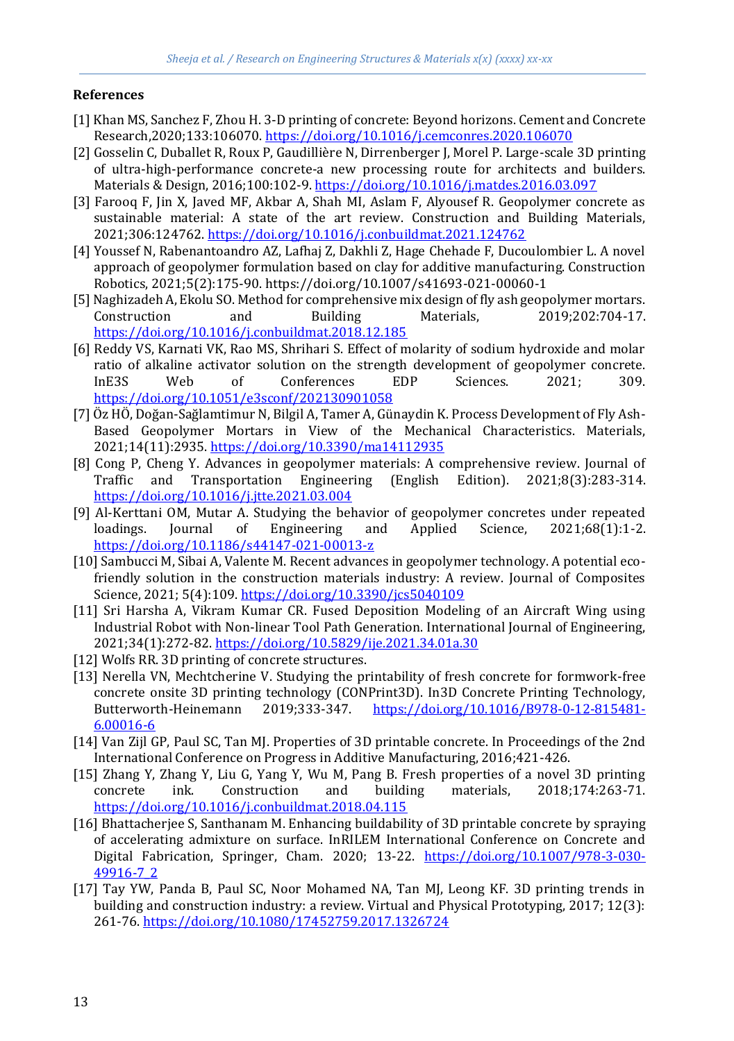**References**

[1] Khan MS, Sanchez F, Zhou H. 3-D printing of concrete: Beyond horizons. Cement and Concrete Research,2020;133:106070. https://doi.org/10.1016/j.cemconres.2020.106070

[2] Gosselin C, Duballet R, Roux P, Gaudillière N, Dirrenberger J, Morel P. Large-scale 3D printing of ultra-high-performance concrete-a new processing route for architects and builders. Materials & Design, 2016;100:102-9. https://doi.org/10.1016/j.matdes.2016.03.097

[3] Farooq F, Jin X, Javed MF, Akbar A, Shah MI, Aslam F, Alyousef R. Geopolymer concrete as sustainable material: A state of the art review. Construction and Building Materials, 2021;306:124762. https://doi.org/10.1016/j.conbuildmat.2021.124762

[4] Youssef N, Rabenantoandro AZ, Lafhaj Z, Dakhli Z, Hage Chehade F, Ducoulombier L. A novel approach of geopolymer formulation based on clay for additive manufacturing. Construction Robotics, 2021;5(2):175-90. https://doi.org/10.1007/s41693-021-00060-1

[5] Naghizadeh A, Ekolu SO. Method for comprehensive mix design of fly ash geopolymer mortars. Construction and Building Materials, 2019;202:704-17. https://doi.org/10.1016/j.conbuildmat.2018.12.185

[6] Reddy VS, Karnati VK, Rao MS, Shrihari S. Effect of molarity of sodium hydroxide and molar ratio of alkaline activator solution on the strength development of geopolymer concrete. InE3S Web of Conferences EDP Sciences. 2021; 309. https://doi.org/10.1051/e3sconf/202130901058

[7] Öz HÖ, Doğan-Sağlamtimur N, Bilgil A, Tamer A, Günaydin K. Process Development of Fly Ash-Based Geopolymer Mortars in View of the Mechanical Characteristics. Materials, 2021;14(11):2935. https://doi.org/10.3390/ma14112935

[8] Cong P, Cheng Y. Advances in geopolymer materials: A comprehensive review. Journal of Traffic and Transportation Engineering (English Edition). 2021;8(3):283-314. https://doi.org/10.1016/j.jtte.2021.03.004

[9] Al-Kerttani OM, Mutar A. Studying the behavior of geopolymer concretes under repeated loadings. Journal of Engineering and Applied Science, 2021;68(1):1-2. https://doi.org/10.1186/s44147-021-00013-z

[10] Sambucci M, Sibai A, Valente M. Recent advances in geopolymer technology. A potential eco-friendly solution in the construction materials industry: A review. Journal of Composites Science, 2021; 5(4):109. https://doi.org/10.3390/jcs5040109

[11] Sri Harsha A, Vikram Kumar CR. Fused Deposition Modeling of an Aircraft Wing using Industrial Robot with Non-linear Tool Path Generation. International Journal of Engineering, 2021;34(1):272-82. https://doi.org/10.5829/ije.2021.34.01a.30

[12] Wolfs RR. 3D printing of concrete structures.

[13] Nerella VN, Mechtcherine V. Studying the printability of fresh concrete for formwork-free concrete onsite 3D printing technology (CONPrint3D). In3D Concrete Printing Technology, Butterworth-Heinemann 2019;333-347. https://doi.org/10.1016/B978-0-12-815481-6.00016-6

[14] Van Zijl GP, Paul SC, Tan MJ. Properties of 3D printable concrete. In Proceedings of the 2nd International Conference on Progress in Additive Manufacturing, 2016;421-426.

[15] Zhang Y, Zhang Y, Liu G, Yang Y, Wu M, Pang B. Fresh properties of a novel 3D printing concrete ink. Construction and building materials, 2018;174:263-71. https://doi.org/10.1016/j.conbuildmat.2018.04.115

[16] Bhattacherjee S, Santhanam M. Enhancing buildability of 3D printable concrete by spraying of accelerating admixture on surface. InRILEM International Conference on Concrete and Digital Fabrication, Springer, Cham. 2020; 13-22. https://doi.org/10.1007/978-3-030-49916-7_2

[17] Tay YW, Panda B, Paul SC, Noor Mohamed NA, Tan MJ, Leong KF. 3D printing trends in building and construction industry: a review. Virtual and Physical Prototyping, 2017; 12(3): 261-76. https://doi.org/10.1080/17452759.2017.1326724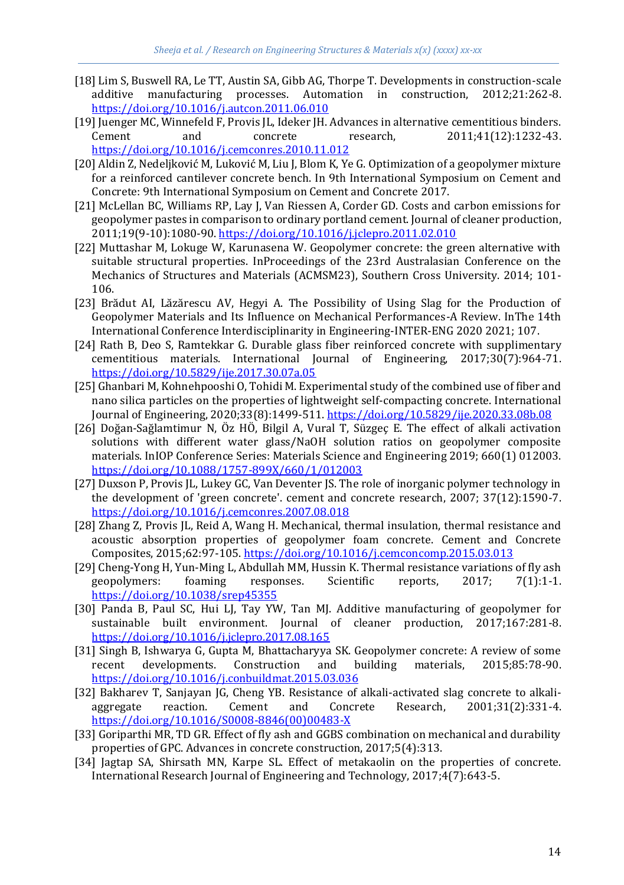[18] Lim S, Buswell RA, Le TT, Austin SA, Gibb AG, Thorpe T. Developments in construction-scale additive manufacturing processes. Automation in construction, 2012;21:262-8. https://doi.org/10.1016/j.autcon.2011.06.010

[19] Juenger MC, Winnefeld F, Provis JL, Ideker JH. Advances in alternative cementitious binders. Cement and concrete research, 2011;41(12):1232-43. https://doi.org/10.1016/j.cemconres.2010.11.012

[20] Aldin Z, Nedeljković M, Luković M, Liu J, Blom K, Ye G. Optimization of a geopolymer mixture for a reinforced cantilever concrete bench. In 9th International Symposium on Cement and Concrete: 9th International Symposium on Cement and Concrete 2017.

[21] McLellan BC, Williams RP, Lay J, Van Riessen A, Corder GD. Costs and carbon emissions for geopolymer pastes in comparison to ordinary portland cement. Journal of cleaner production, 2011;19(9-10):1080-90. https://doi.org/10.1016/j.jclepro.2011.02.010

[22] Muttashar M, Lokuge W, Karunasena W. Geopolymer concrete: the green alternative with suitable structural properties. InProceedings of the 23rd Australasian Conference on the Mechanics of Structures and Materials (ACMSM23), Southern Cross University. 2014; 101-106.

[23] Brădut AI, Lăzărescu AV, Hegyi A. The Possibility of Using Slag for the Production of Geopolymer Materials and Its Influence on Mechanical Performances-A Review. InThe 14th International Conference Interdisciplinarity in Engineering-INTER-ENG 2020 2021; 107.

[24] Rath B, Deo S, Ramtekkar G. Durable glass fiber reinforced concrete with supplimentary cementitious materials. International Journal of Engineering, 2017;30(7):964-71. https://doi.org/10.5829/ije.2017.30.07a.05

[25] Ghanbari M, Kohnehpooshi O, Tohidi M. Experimental study of the combined use of fiber and nano silica particles on the properties of lightweight self-compacting concrete. International Journal of Engineering, 2020;33(8):1499-511. https://doi.org/10.5829/ije.2020.33.08b.08

[26] Doğan-Sağlamtimur N, Öz HÖ, Bilgil A, Vural T, Süzgeç E. The effect of alkali activation solutions with different water glass/NaOH solution ratios on geopolymer composite materials. InIOP Conference Series: Materials Science and Engineering 2019; 660(1) 012003. https://doi.org/10.1088/1757-899X/660/1/012003

[27] Duxson P, Provis JL, Lukey GC, Van Deventer JS. The role of inorganic polymer technology in the development of 'green concrete'. cement and concrete research, 2007; 37(12):1590-7. https://doi.org/10.1016/j.cemconres.2007.08.018

[28] Zhang Z, Provis JL, Reid A, Wang H. Mechanical, thermal insulation, thermal resistance and acoustic absorption properties of geopolymer foam concrete. Cement and Concrete Composites, 2015;62:97-105. https://doi.org/10.1016/j.cemconcomp.2015.03.013

[29] Cheng-Yong H, Yun-Ming L, Abdullah MM, Hussin K. Thermal resistance variations of fly ash geopolymers: foaming responses. Scientific reports, 2017; 7(1):1-1. https://doi.org/10.1038/srep45355

[30] Panda B, Paul SC, Hui LJ, Tay YW, Tan MJ. Additive manufacturing of geopolymer for sustainable built environment. Journal of cleaner production, 2017;167:281-8. https://doi.org/10.1016/j.jclepro.2017.08.165

[31] Singh B, Ishwarya G, Gupta M, Bhattacharyya SK. Geopolymer concrete: A review of some recent developments. Construction and building materials, 2015;85:78-90. https://doi.org/10.1016/j.conbuildmat.2015.03.036

[32] Bakharev T, Sanjayan JG, Cheng YB. Resistance of alkali-activated slag concrete to alkali-aggregate reaction. Cement and Concrete Research, 2001;31(2):331-4. https://doi.org/10.1016/S0008-8846(00)00483-X

[33] Goriparthi MR, TD GR. Effect of fly ash and GGBS combination on mechanical and durability properties of GPC. Advances in concrete construction, 2017;5(4):313.

[34] Jagtap SA, Shirsath MN, Karpe SL. Effect of metakaolin on the properties of concrete. International Research Journal of Engineering and Technology, 2017;4(7):643-5.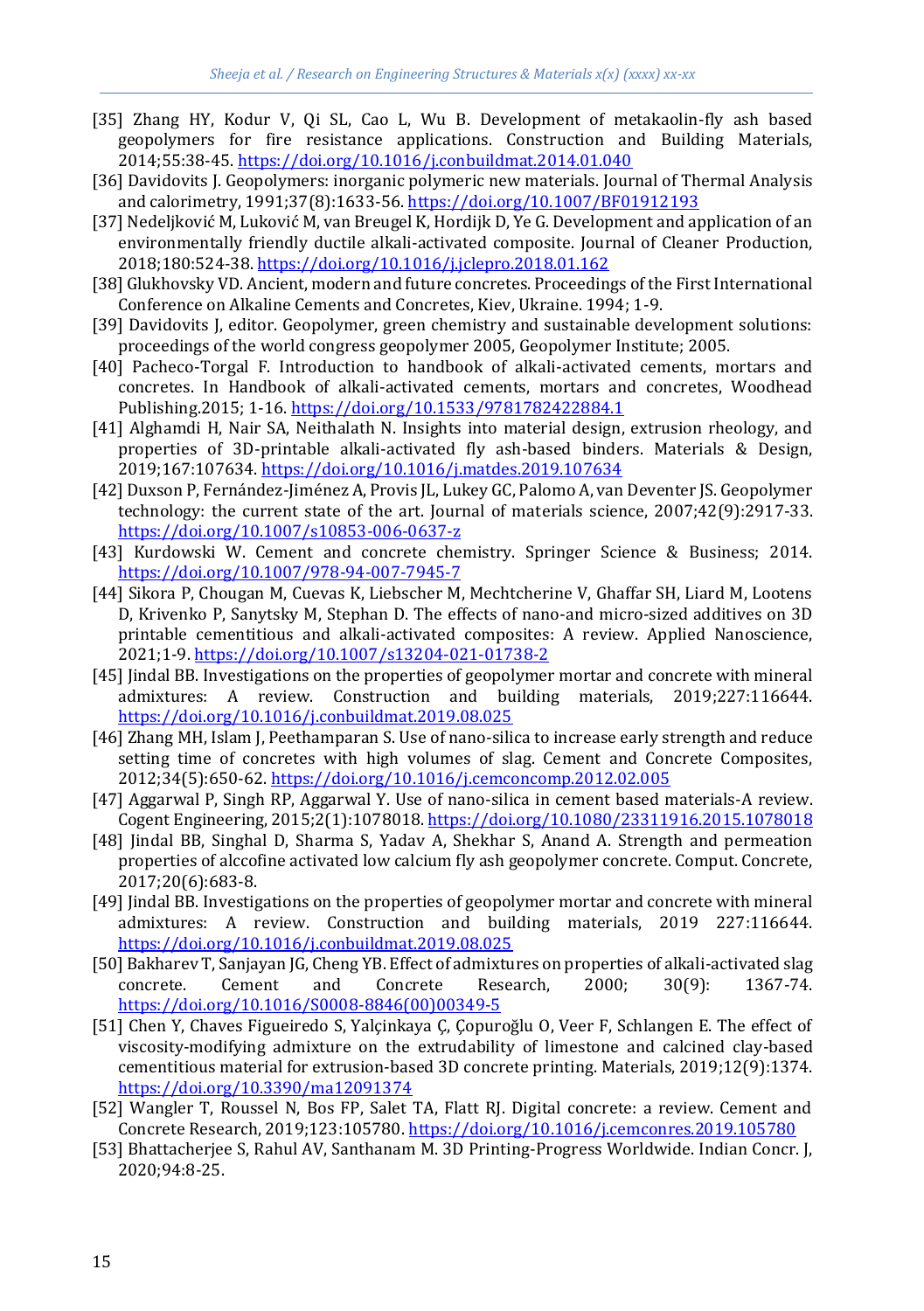[35] Zhang HY, Kodur V, Qi SL, Cao L, Wu B. Development of metakaolin-fly ash based geopolymers for fire resistance applications. Construction and Building Materials, 2014;55:38-45. https://doi.org/10.1016/j.conbuildmat.2014.01.040

[36] Davidovits J. Geopolymers: inorganic polymeric new materials. Journal of Thermal Analysis and calorimetry, 1991;37(8):1633-56. https://doi.org/10.1007/BF01912193

[37] Nedeljković M, Luković M, van Breugel K, Hordijk D, Ye G. Development and application of an environmentally friendly ductile alkali-activated composite. Journal of Cleaner Production, 2018;180:524-38. https://doi.org/10.1016/j.jclepro.2018.01.162

[38] Glukhovsky VD. Ancient, modern and future concretes. Proceedings of the First International Conference on Alkaline Cements and Concretes, Kiev, Ukraine. 1994; 1-9.

[39] Davidovits J, editor. Geopolymer, green chemistry and sustainable development solutions: proceedings of the world congress geopolymer 2005, Geopolymer Institute; 2005.

[40] Pacheco-Torgal F. Introduction to handbook of alkali-activated cements, mortars and concretes. In Handbook of alkali-activated cements, mortars and concretes, Woodhead Publishing.2015; 1-16. https://doi.org/10.1533/9781782422884.1

[41] Alghamdi H, Nair SA, Neithalath N. Insights into material design, extrusion rheology, and properties of 3D-printable alkali-activated fly ash-based binders. Materials & Design, 2019;167:107634. https://doi.org/10.1016/j.matdes.2019.107634

[42] Duxson P, Fernández-Jiménez A, Provis JL, Lukey GC, Palomo A, van Deventer JS. Geopolymer technology: the current state of the art. Journal of materials science, 2007;42(9):2917-33. https://doi.org/10.1007/s10853-006-0637-z

[43] Kurdowski W. Cement and concrete chemistry. Springer Science & Business; 2014. https://doi.org/10.1007/978-94-007-7945-7

[44] Sikora P, Chougan M, Cuevas K, Liebscher M, Mechtcherine V, Ghaffar SH, Liard M, Lootens D, Krivenko P, Sanytsky M, Stephan D. The effects of nano-and micro-sized additives on 3D printable cementitious and alkali-activated composites: A review. Applied Nanoscience, 2021;1-9. https://doi.org/10.1007/s13204-021-01738-2

[45] Jindal BB. Investigations on the properties of geopolymer mortar and concrete with mineral admixtures: A review. Construction and building materials, 2019;227:116644. https://doi.org/10.1016/j.conbuildmat.2019.08.025

[46] Zhang MH, Islam J, Peethamparan S. Use of nano-silica to increase early strength and reduce setting time of concretes with high volumes of slag. Cement and Concrete Composites, 2012;34(5):650-62. https://doi.org/10.1016/j.cemconcomp.2012.02.005

[47] Aggarwal P, Singh RP, Aggarwal Y. Use of nano-silica in cement based materials-A review. Cogent Engineering, 2015;2(1):1078018. https://doi.org/10.1080/23311916.2015.1078018

[48] Jindal BB, Singhal D, Sharma S, Yadav A, Shekhar S, Anand A. Strength and permeation properties of alccofine activated low calcium fly ash geopolymer concrete. Comput. Concrete, 2017;20(6):683-8.

[49] Jindal BB. Investigations on the properties of geopolymer mortar and concrete with mineral admixtures: A review. Construction and building materials, 2019 227:116644. https://doi.org/10.1016/j.conbuildmat.2019.08.025

[50] Bakharev T, Sanjayan JG, Cheng YB. Effect of admixtures on properties of alkali-activated slag concrete. Cement and Concrete Research, 2000; 30(9): 1367-74. https://doi.org/10.1016/S0008-8846(00)00349-5

[51] Chen Y, Chaves Figueiredo S, Yalçinkaya Ç, Çopuroğlu O, Veer F, Schlangen E. The effect of viscosity-modifying admixture on the extrudability of limestone and calcined clay-based cementitious material for extrusion-based 3D concrete printing. Materials, 2019;12(9):1374. https://doi.org/10.3390/ma12091374

[52] Wangler T, Roussel N, Bos FP, Salet TA, Flatt RJ. Digital concrete: a review. Cement and Concrete Research, 2019;123:105780. https://doi.org/10.1016/j.cemconres.2019.105780

[53] Bhattacherjee S, Rahul AV, Santhanam M. 3D Printing-Progress Worldwide. Indian Concr. J, 2020;94:8-25.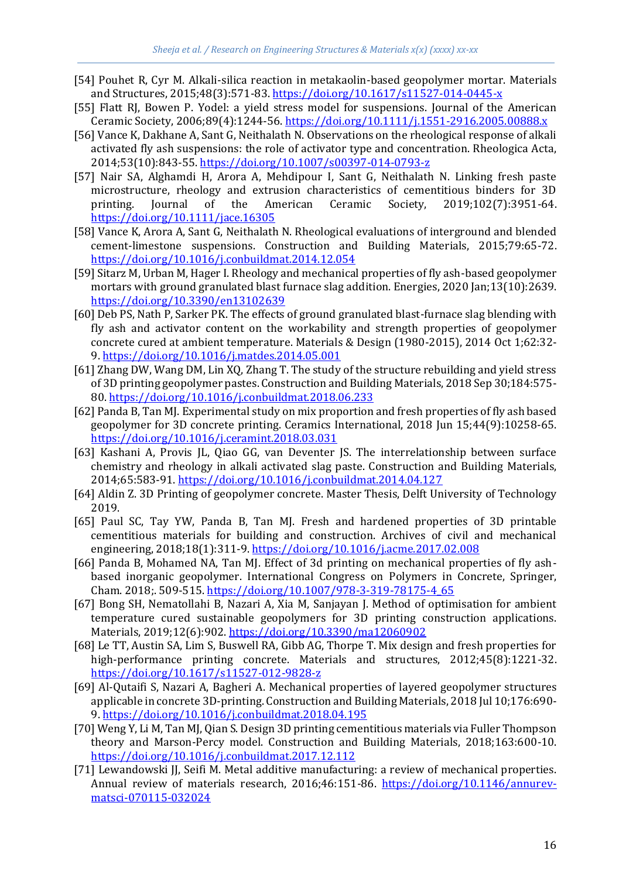[54] Pouhet R, Cyr M. Alkali-silica reaction in metakaolin-based geopolymer mortar. Materials and Structures, 2015;48(3):571-83. https://doi.org/10.1617/s11527-014-0445-x

[55] Flatt RJ, Bowen P. Yodel: a yield stress model for suspensions. Journal of the American Ceramic Society, 2006;89(4):1244-56. https://doi.org/10.1111/j.1551-2916.2005.00888.x

[56] Vance K, Dakhane A, Sant G, Neithalath N. Observations on the rheological response of alkali activated fly ash suspensions: the role of activator type and concentration. Rheologica Acta, 2014;53(10):843-55. https://doi.org/10.1007/s00397-014-0793-z

[57] Nair SA, Alghamdi H, Arora A, Mehdipour I, Sant G, Neithalath N. Linking fresh paste microstructure, rheology and extrusion characteristics of cementitious binders for 3D printing. Journal of the American Ceramic Society, 2019;102(7):3951-64. https://doi.org/10.1111/jace.16305

[58] Vance K, Arora A, Sant G, Neithalath N. Rheological evaluations of interground and blended cement-limestone suspensions. Construction and Building Materials, 2015;79:65-72. https://doi.org/10.1016/j.conbuildmat.2014.12.054

[59] Sitarz M, Urban M, Hager I. Rheology and mechanical properties of fly ash-based geopolymer mortars with ground granulated blast furnace slag addition. Energies, 2020 Jan;13(10):2639. https://doi.org/10.3390/en13102639

[60] Deb PS, Nath P, Sarker PK. The effects of ground granulated blast-furnace slag blending with fly ash and activator content on the workability and strength properties of geopolymer concrete cured at ambient temperature. Materials & Design (1980-2015), 2014 Oct 1;62:32-9. https://doi.org/10.1016/j.matdes.2014.05.001

[61] Zhang DW, Wang DM, Lin XQ, Zhang T. The study of the structure rebuilding and yield stress of 3D printing geopolymer pastes. Construction and Building Materials, 2018 Sep 30;184:575-80. https://doi.org/10.1016/j.conbuildmat.2018.06.233

[62] Panda B, Tan MJ. Experimental study on mix proportion and fresh properties of fly ash based geopolymer for 3D concrete printing. Ceramics International, 2018 Jun 15;44(9):10258-65. https://doi.org/10.1016/j.ceramint.2018.03.031

[63] Kashani A, Provis JL, Qiao GG, van Deventer JS. The interrelationship between surface chemistry and rheology in alkali activated slag paste. Construction and Building Materials, 2014;65:583-91. https://doi.org/10.1016/j.conbuildmat.2014.04.127

[64] Aldin Z. 3D Printing of geopolymer concrete. Master Thesis, Delft University of Technology 2019.

[65] Paul SC, Tay YW, Panda B, Tan MJ. Fresh and hardened properties of 3D printable cementitious materials for building and construction. Archives of civil and mechanical engineering, 2018;18(1):311-9. https://doi.org/10.1016/j.acme.2017.02.008

[66] Panda B, Mohamed NA, Tan MJ. Effect of 3d printing on mechanical properties of fly ash-based inorganic geopolymer. International Congress on Polymers in Concrete, Springer, Cham. 2018;. 509-515. https://doi.org/10.1007/978-3-319-78175-4_65

[67] Bong SH, Nematollahi B, Nazari A, Xia M, Sanjayan J. Method of optimisation for ambient temperature cured sustainable geopolymers for 3D printing construction applications. Materials, 2019;12(6):902. https://doi.org/10.3390/ma12060902

[68] Le TT, Austin SA, Lim S, Buswell RA, Gibb AG, Thorpe T. Mix design and fresh properties for high-performance printing concrete. Materials and structures, 2012;45(8):1221-32. https://doi.org/10.1617/s11527-012-9828-z

[69] Al-Qutaifi S, Nazari A, Bagheri A. Mechanical properties of layered geopolymer structures applicable in concrete 3D-printing. Construction and Building Materials, 2018 Jul 10;176:690-9. https://doi.org/10.1016/j.conbuildmat.2018.04.195

[70] Weng Y, Li M, Tan MJ, Qian S. Design 3D printing cementitious materials via Fuller Thompson theory and Marson-Percy model. Construction and Building Materials, 2018;163:600-10. https://doi.org/10.1016/j.conbuildmat.2017.12.112

[71] Lewandowski JJ, Seifi M. Metal additive manufacturing: a review of mechanical properties. Annual review of materials research, 2016;46:151-86. https://doi.org/10.1146/annurev-matsci-070115-032024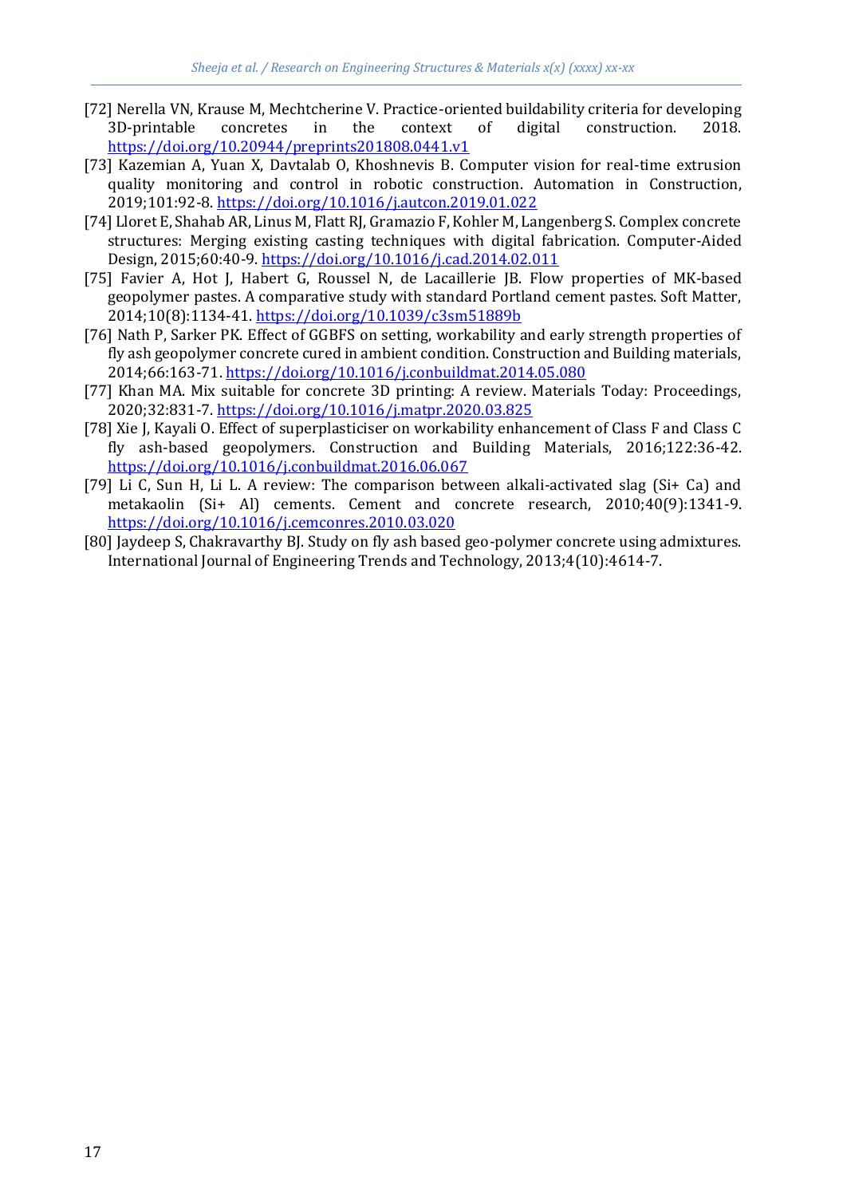[72] Nerella VN, Krause M, Mechtcherine V. Practice-oriented buildability criteria for developing 3D-printable concretes in the context of digital construction. 2018. https://doi.org/10.20944/preprints201808.0441.v1

[73] Kazemian A, Yuan X, Davtalab O, Khoshnevis B. Computer vision for real-time extrusion quality monitoring and control in robotic construction. Automation in Construction, 2019;101:92-8. https://doi.org/10.1016/j.autcon.2019.01.022

[74] Lloret E, Shahab AR, Linus M, Flatt RJ, Gramazio F, Kohler M, Langenberg S. Complex concrete structures: Merging existing casting techniques with digital fabrication. Computer-Aided Design, 2015;60:40-9. https://doi.org/10.1016/j.cad.2014.02.011

[75] Favier A, Hot J, Habert G, Roussel N, de Lacaillerie JB. Flow properties of MK-based geopolymer pastes. A comparative study with standard Portland cement pastes. Soft Matter, 2014;10(8):1134-41. https://doi.org/10.1039/c3sm51889b

[76] Nath P, Sarker PK. Effect of GGBFS on setting, workability and early strength properties of fly ash geopolymer concrete cured in ambient condition. Construction and Building materials, 2014;66:163-71. https://doi.org/10.1016/j.conbuildmat.2014.05.080

[77] Khan MA. Mix suitable for concrete 3D printing: A review. Materials Today: Proceedings, 2020;32:831-7. https://doi.org/10.1016/j.matpr.2020.03.825

[78] Xie J, Kayali O. Effect of superplasticiser on workability enhancement of Class F and Class C fly ash-based geopolymers. Construction and Building Materials, 2016;122:36-42. https://doi.org/10.1016/j.conbuildmat.2016.06.067

[79] Li C, Sun H, Li L. A review: The comparison between alkali-activated slag (Si+ Ca) and metakaolin (Si+ Al) cements. Cement and concrete research, 2010;40(9):1341-9. https://doi.org/10.1016/j.cemconres.2010.03.020

[80] Jaydeep S, Chakravarthy BJ. Study on fly ash based geo-polymer concrete using admixtures. International Journal of Engineering Trends and Technology, 2013;4(10):4614-7.